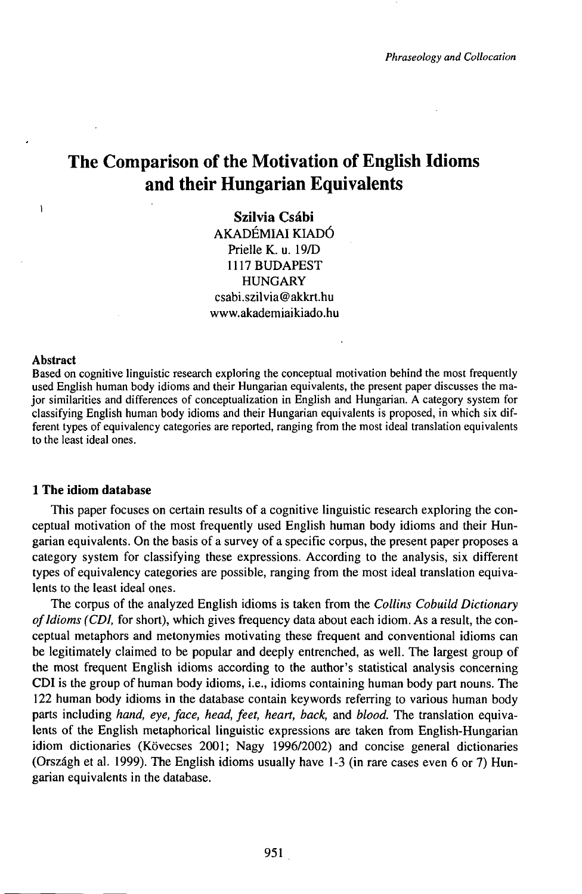# The Comparison of the Motivation of English Idioms and their Hungarian Equivalents

**Szilvia Csábi**
AKADÉMIAI KIADÓ
Prielle K. u. 19/D
1117 BUDAPEST
HUNGARY
csabi.szilvia@akkrt.hu
www.akademiaikiado.hu

**Abstract**

Based on cognitive linguistic research exploring the conceptual motivation behind the most frequently used English human body idioms and their Hungarian equivalents, the present paper discusses the major similarities and differences of conceptualization in English and Hungarian. A category system for classifying English human body idioms and their Hungarian equivalents is proposed, in which six different types of equivalency categories are reported, ranging from the most ideal translation equivalents to the least ideal ones.

## 1 The idiom database

This paper focuses on certain results of a cognitive linguistic research exploring the conceptual motivation of the most frequently used English human body idioms and their Hungarian equivalents. On the basis of a survey of a specific corpus, the present paper proposes a category system for classifying these expressions. According to the analysis, six different types of equivalency categories are possible, ranging from the most ideal translation equivalents to the least ideal ones.

The corpus of the analyzed English idioms is taken from the *Collins Cobuild Dictionary of Idioms (CDI,* for short), which gives frequency data about each idiom. As a result, the conceptual metaphors and metonymies motivating these frequent and conventional idioms can be legitimately claimed to be popular and deeply entrenched, as well. The largest group of the most frequent English idioms according to the author's statistical analysis concerning CDI is the group of human body idioms, i.e., idioms containing human body part nouns. The 122 human body idioms in the database contain keywords referring to various human body parts including *hand, eye, face, head, feet, heart, back,* and *blood.* The translation equivalents of the English metaphorical linguistic expressions are taken from English-Hungarian idiom dictionaries (Kövecses 2001; Nagy 1996/2002) and concise general dictionaries (Országh et al. 1999). The English idioms usually have 1-3 (in rare cases even 6 or 7) Hungarian equivalents in the database.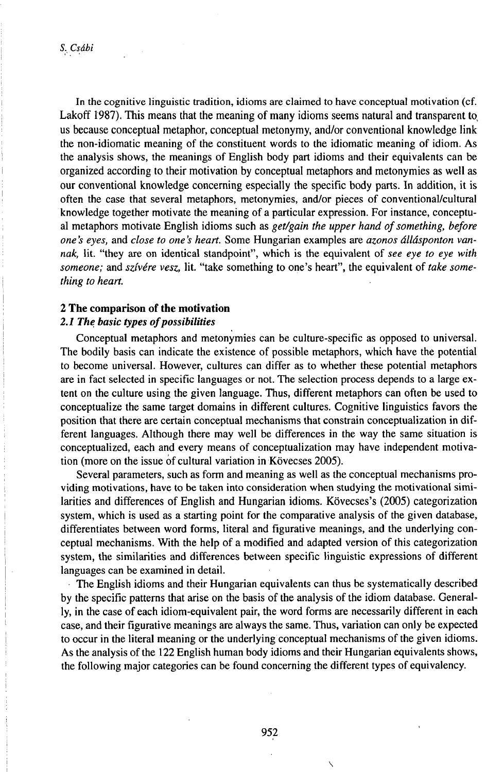In the cognitive linguistic tradition, idioms are claimed to have conceptual motivation (cf. Lakoff 1987). This means that the meaning of many idioms seems natural and transparent to us because conceptual metaphor, conceptual metonymy, and/or conventional knowledge link the non-idiomatic meaning of the constituent words to the idiomatic meaning of idiom. As the analysis shows, the meanings of English body part idioms and their equivalents can be organized according to their motivation by conceptual metaphors and metonymies as well as our conventional knowledge concerning especially the specific body parts. In addition, it is often the case that several metaphors, metonymies, and/or pieces of conventional/cultural knowledge together motivate the meaning of a particular expression. For instance, conceptual metaphors motivate English idioms such as *get/gain the upper hand of something, before one's eyes,* and *close to one's heart.* Some Hungarian examples are *azonos állásponton vannak,* lit. "they are on identical standpoint", which is the equivalent of *see eye to eye with someone;* and *szívére vesz,* lit. "take something to one's heart", the equivalent of *take something to heart.*

## 2 The comparison of the motivation

### *2.1 The basic types of possibilities*

Conceptual metaphors and metonymies can be culture-specific as opposed to universal. The bodily basis can indicate the existence of possible metaphors, which have the potential to become universal. However, cultures can differ as to whether these potential metaphors are in fact selected in specific languages or not. The selection process depends to a large extent on the culture using the given language. Thus, different metaphors can often be used to conceptualize the same target domains in different cultures. Cognitive linguistics favors the position that there are certain conceptual mechanisms that constrain conceptualization in different languages. Although there may well be differences in the way the same situation is conceptualized, each and every means of conceptualization may have independent motivation (more on the issue of cultural variation in Kövecses 2005).

Several parameters, such as form and meaning as well as the conceptual mechanisms providing motivations, have to be taken into consideration when studying the motivational similarities and differences of English and Hungarian idioms. Kövecses's (2005) categorization system, which is used as a starting point for the comparative analysis of the given database, differentiates between word forms, literal and figurative meanings, and the underlying conceptual mechanisms. With the help of a modified and adapted version of this categorization system, the similarities and differences between specific linguistic expressions of different languages can be examined in detail.

The English idioms and their Hungarian equivalents can thus be systematically described by the specific patterns that arise on the basis of the analysis of the idiom database. Generally, in the case of each idiom-equivalent pair, the word forms are necessarily different in each case, and their figurative meanings are always the same. Thus, variation can only be expected to occur in the literal meaning or the underlying conceptual mechanisms of the given idioms. As the analysis of the 122 English human body idioms and their Hungarian equivalents shows, the following major categories can be found concerning the different types of equivalency.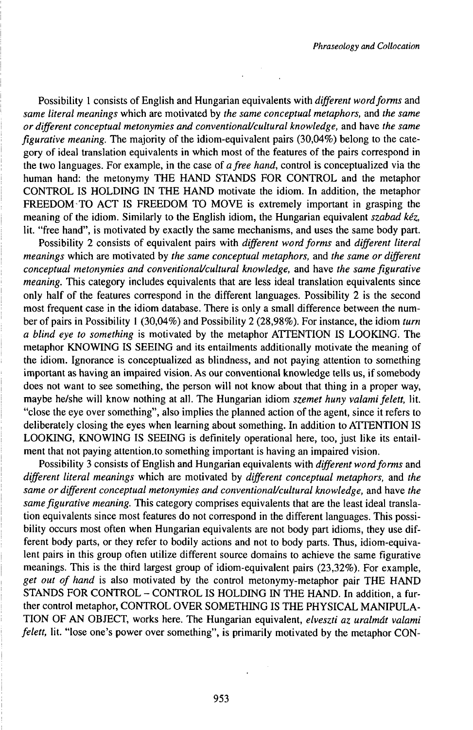Possibility 1 consists of English and Hungarian equivalents with *different word forms* and *same literal meanings* which are motivated by *the same conceptual metaphors*, and *the same or different conceptual metonymies and conventional/cultural knowledge*, and have *the same figurative meaning*. The majority of the idiom-equivalent pairs (30,04%) belong to the category of ideal translation equivalents in which most of the features of the pairs correspond in the two languages. For example, in the case of *a free hand*, control is conceptualized via the human hand: the metonymy THE HAND STANDS FOR CONTROL and the metaphor CONTROL IS HOLDING IN THE HAND motivate the idiom. In addition, the metaphor FREEDOM TO ACT IS FREEDOM TO MOVE is extremely important in grasping the meaning of the idiom. Similarly to the English idiom, the Hungarian equivalent *szabad kéz*, lit. "free hand", is motivated by exactly the same mechanisms, and uses the same body part.

Possibility 2 consists of equivalent pairs with *different word forms* and *different literal meanings* which are motivated by *the same conceptual metaphors*, and *the same or different conceptual metonymies and conventional/cultural knowledge*, and have *the same figurative meaning*. This category includes equivalents that are less ideal translation equivalents since only half of the features correspond in the different languages. Possibility 2 is the second most frequent case in the idiom database. There is only a small difference between the number of pairs in Possibility 1 (30,04%) and Possibility 2 (28,98%). For instance, the idiom *turn a blind eye to something* is motivated by the metaphor ATTENTION IS LOOKING. The metaphor KNOWING IS SEEING and its entailments additionally motivate the meaning of the idiom. Ignorance is conceptualized as blindness, and not paying attention to something important as having an impaired vision. As our conventional knowledge tells us, if somebody does not want to see something, the person will not know about that thing in a proper way, maybe he/she will know nothing at all. The Hungarian idiom *szemet huny valami felett*, lit. "close the eye over something", also implies the planned action of the agent, since it refers to deliberately closing the eyes when learning about something. In addition to ATTENTION IS LOOKING, KNOWING IS SEEING is definitely operational here, too, just like its entailment that not paying attention to something important is having an impaired vision.

Possibility 3 consists of English and Hungarian equivalents with *different word forms* and *different literal meanings* which are motivated by *different conceptual metaphors*, and *the same or different conceptual metonymies and conventional/cultural knowledge*, and have *the same figurative meaning*. This category comprises equivalents that are the least ideal translation equivalents since most features do not correspond in the different languages. This possibility occurs most often when Hungarian equivalents are not body part idioms, they use different body parts, or they refer to bodily actions and not to body parts. Thus, idiom-equivalent pairs in this group often utilize different source domains to achieve the same figurative meanings. This is the third largest group of idiom-equivalent pairs (23,32%). For example, *get out of hand* is also motivated by the control metonymy-metaphor pair THE HAND STANDS FOR CONTROL – CONTROL IS HOLDING IN THE HAND. In addition, a further control metaphor, CONTROL OVER SOMETHING IS THE PHYSICAL MANIPULATION OF AN OBJECT, works here. The Hungarian equivalent, *elveszti az uralmát valami felett*, lit. "lose one's power over something", is primarily motivated by the metaphor CON-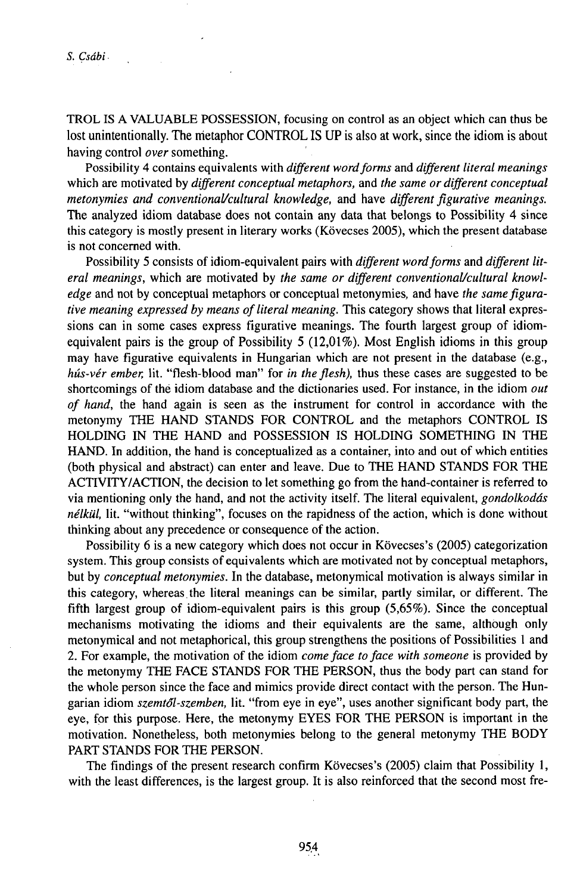TROL IS A VALUABLE POSSESSION, focusing on control as an object which can thus be lost unintentionally. The metaphor CONTROL IS UP is also at work, since the idiom is about having control *over* something.

Possibility 4 contains equivalents with *different word forms* and *different literal meanings* which are motivated by *different conceptual metaphors,* and *the same or different conceptual metonymies and conventional/cultural knowledge,* and have *different figurative meanings.* The analyzed idiom database does not contain any data that belongs to Possibility 4 since this category is mostly present in literary works (Kövecses 2005), which the present database is not concerned with.

Possibility 5 consists of idiom-equivalent pairs with *different word forms* and *different literal meanings*, which are motivated by *the same or different conventional/cultural knowledge* and not by conceptual metaphors or conceptual metonymies, and have *the same figurative meaning expressed by means of literal meaning.* This category shows that literal expressions can in some cases express figurative meanings. The fourth largest group of idiom-equivalent pairs is the group of Possibility 5 (12,01%). Most English idioms in this group may have figurative equivalents in Hungarian which are not present in the database (e.g., *hús-vér ember,* lit. "flesh-blood man" for *in the flesh),* thus these cases are suggested to be shortcomings of the idiom database and the dictionaries used. For instance, in the idiom *out of hand*, the hand again is seen as the instrument for control in accordance with the metonymy THE HAND STANDS FOR CONTROL and the metaphors CONTROL IS HOLDING IN THE HAND and POSSESSION IS HOLDING SOMETHING IN THE HAND. In addition, the hand is conceptualized as a container, into and out of which entities (both physical and abstract) can enter and leave. Due to THE HAND STANDS FOR THE ACTIVITY/ACTION, the decision to let something go from the hand-container is referred to via mentioning only the hand, and not the activity itself. The literal equivalent, *gondolkodás nélkül,* lit. "without thinking", focuses on the rapidness of the action, which is done without thinking about any precedence or consequence of the action.

Possibility 6 is a new category which does not occur in Kövecses's (2005) categorization system. This group consists of equivalents which are motivated not by conceptual metaphors, but by *conceptual metonymies.* In the database, metonymical motivation is always similar in this category, whereas the literal meanings can be similar, partly similar, or different. The fifth largest group of idiom-equivalent pairs is this group (5,65%). Since the conceptual mechanisms motivating the idioms and their equivalents are the same, although only metonymical and not metaphorical, this group strengthens the positions of Possibilities 1 and 2. For example, the motivation of the idiom *come face to face with someone* is provided by the metonymy THE FACE STANDS FOR THE PERSON, thus the body part can stand for the whole person since the face and mimics provide direct contact with the person. The Hungarian idiom *szemtől-szemben,* lit. "from eye in eye", uses another significant body part, the eye, for this purpose. Here, the metonymy EYES FOR THE PERSON is important in the motivation. Nonetheless, both metonymies belong to the general metonymy THE BODY PART STANDS FOR THE PERSON.

The findings of the present research confirm Kövecses's (2005) claim that Possibility 1, with the least differences, is the largest group. It is also reinforced that the second most fre-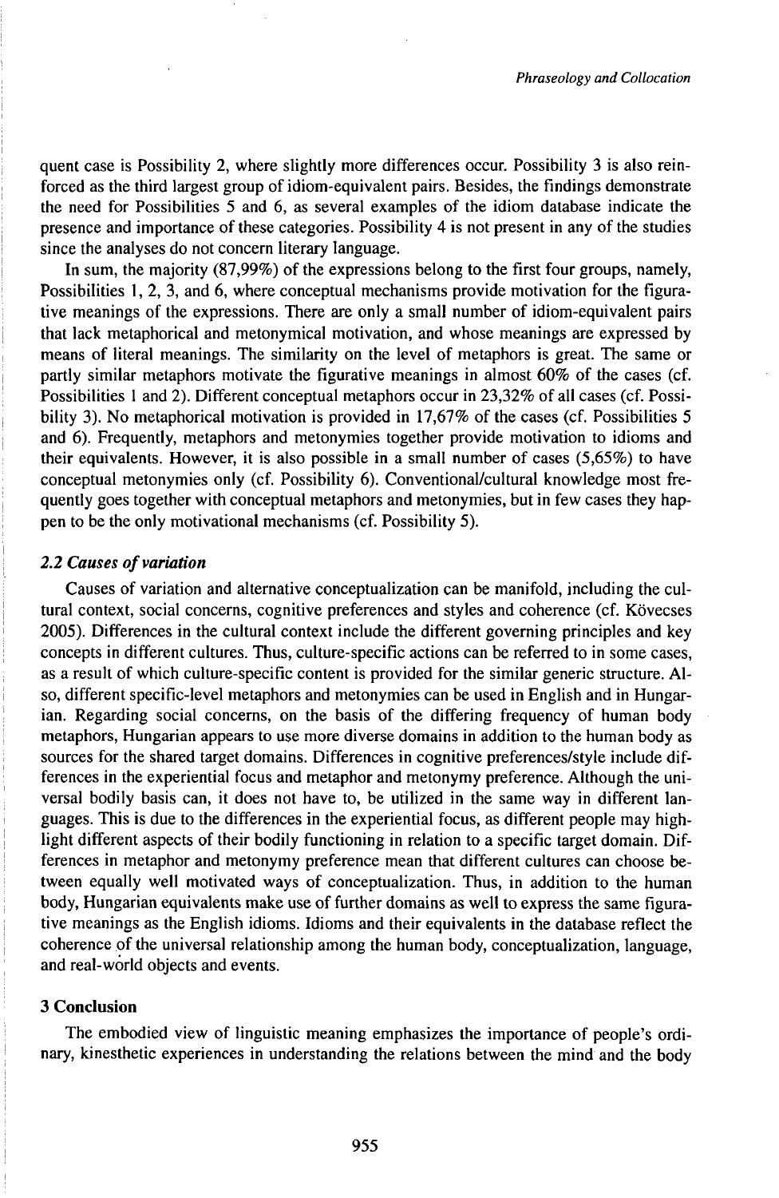quent case is Possibility 2, where slightly more differences occur. Possibility 3 is also reinforced as the third largest group of idiom-equivalent pairs. Besides, the findings demonstrate the need for Possibilities 5 and 6, as several examples of the idiom database indicate the presence and importance of these categories. Possibility 4 is not present in any of the studies since the analyses do not concern literary language.

In sum, the majority (87,99%) of the expressions belong to the first four groups, namely, Possibilities 1, 2, 3, and 6, where conceptual mechanisms provide motivation for the figurative meanings of the expressions. There are only a small number of idiom-equivalent pairs that lack metaphorical and metonymical motivation, and whose meanings are expressed by means of literal meanings. The similarity on the level of metaphors is great. The same or partly similar metaphors motivate the figurative meanings in almost 60% of the cases (cf. Possibilities 1 and 2). Different conceptual metaphors occur in 23,32% of all cases (cf. Possibility 3). No metaphorical motivation is provided in 17,67% of the cases (cf. Possibilities 5 and 6). Frequently, metaphors and metonymies together provide motivation to idioms and their equivalents. However, it is also possible in a small number of cases (5,65%) to have conceptual metonymies only (cf. Possibility 6). Conventional/cultural knowledge most frequently goes together with conceptual metaphors and metonymies, but in few cases they happen to be the only motivational mechanisms (cf. Possibility 5).

### *2.2 Causes of variation*

Causes of variation and alternative conceptualization can be manifold, including the cultural context, social concerns, cognitive preferences and styles and coherence (cf. Kövecses 2005). Differences in the cultural context include the different governing principles and key concepts in different cultures. Thus, culture-specific actions can be referred to in some cases, as a result of which culture-specific content is provided for the similar generic structure. Also, different specific-level metaphors and metonymies can be used in English and in Hungarian. Regarding social concerns, on the basis of the differing frequency of human body metaphors, Hungarian appears to use more diverse domains in addition to the human body as sources for the shared target domains. Differences in cognitive preferences/style include differences in the experiential focus and metaphor and metonymy preference. Although the universal bodily basis can, it does not have to, be utilized in the same way in different languages. This is due to the differences in the experiential focus, as different people may highlight different aspects of their bodily functioning in relation to a specific target domain. Differences in metaphor and metonymy preference mean that different cultures can choose between equally well motivated ways of conceptualization. Thus, in addition to the human body, Hungarian equivalents make use of further domains as well to express the same figurative meanings as the English idioms. Idioms and their equivalents in the database reflect the coherence of the universal relationship among the human body, conceptualization, language, and real-world objects and events.

## 3 Conclusion

The embodied view of linguistic meaning emphasizes the importance of people's ordinary, kinesthetic experiences in understanding the relations between the mind and the body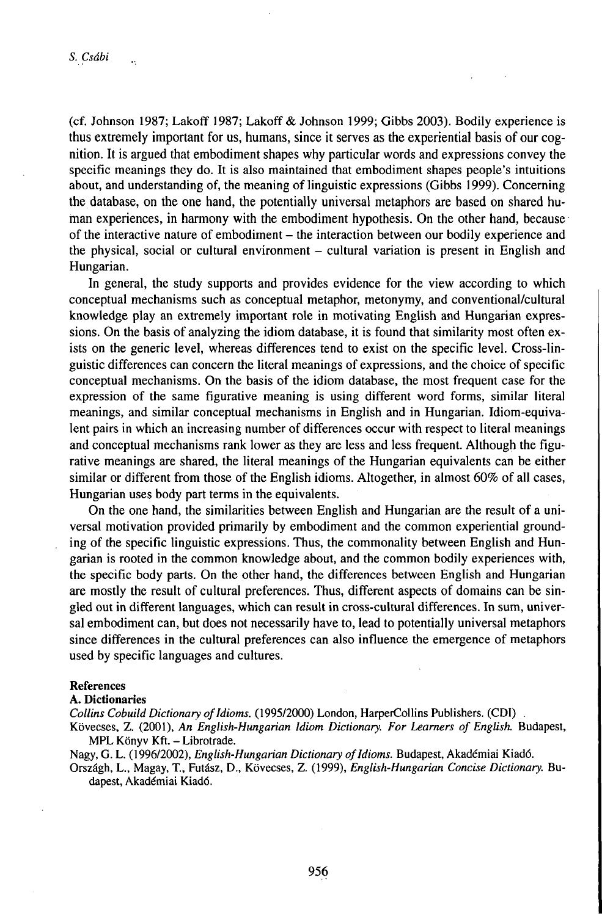(cf. Johnson 1987; Lakoff 1987; Lakoff & Johnson 1999; Gibbs 2003). Bodily experience is thus extremely important for us, humans, since it serves as the experiential basis of our cognition. It is argued that embodiment shapes why particular words and expressions convey the specific meanings they do. It is also maintained that embodiment shapes people's intuitions about, and understanding of, the meaning of linguistic expressions (Gibbs 1999). Concerning the database, on the one hand, the potentially universal metaphors are based on shared human experiences, in harmony with the embodiment hypothesis. On the other hand, because of the interactive nature of embodiment – the interaction between our bodily experience and the physical, social or cultural environment – cultural variation is present in English and Hungarian.

In general, the study supports and provides evidence for the view according to which conceptual mechanisms such as conceptual metaphor, metonymy, and conventional/cultural knowledge play an extremely important role in motivating English and Hungarian expressions. On the basis of analyzing the idiom database, it is found that similarity most often exists on the generic level, whereas differences tend to exist on the specific level. Cross-linguistic differences can concern the literal meanings of expressions, and the choice of specific conceptual mechanisms. On the basis of the idiom database, the most frequent case for the expression of the same figurative meaning is using different word forms, similar literal meanings, and similar conceptual mechanisms in English and in Hungarian. Idiom-equivalent pairs in which an increasing number of differences occur with respect to literal meanings and conceptual mechanisms rank lower as they are less and less frequent. Although the figurative meanings are shared, the literal meanings of the Hungarian equivalents can be either similar or different from those of the English idioms. Altogether, in almost 60% of all cases, Hungarian uses body part terms in the equivalents.

On the one hand, the similarities between English and Hungarian are the result of a universal motivation provided primarily by embodiment and the common experiential grounding of the specific linguistic expressions. Thus, the commonality between English and Hungarian is rooted in the common knowledge about, and the common bodily experiences with, the specific body parts. On the other hand, the differences between English and Hungarian are mostly the result of cultural preferences. Thus, different aspects of domains can be singled out in different languages, which can result in cross-cultural differences. In sum, universal embodiment can, but does not necessarily have to, lead to potentially universal metaphors since differences in the cultural preferences can also influence the emergence of metaphors used by specific languages and cultures.

## References

### A. Dictionaries

*Collins Cobuild Dictionary of Idioms.* (1995/2000) London, HarperCollins Publishers. (CDI)

Kövecses, Z. (2001), *An English-Hungarian Idiom Dictionary. For Learners of English.* Budapest, MPL Könyv Kft. – Librotrade.

Nagy, G. L. (1996/2002), *English-Hungarian Dictionary of Idioms.* Budapest, Akadémiai Kiadó.

Országh, L., Magay, T., Futász, D., Kövecses, Z. (1999), *English-Hungarian Concise Dictionary.* Budapest, Akadémiai Kiadó.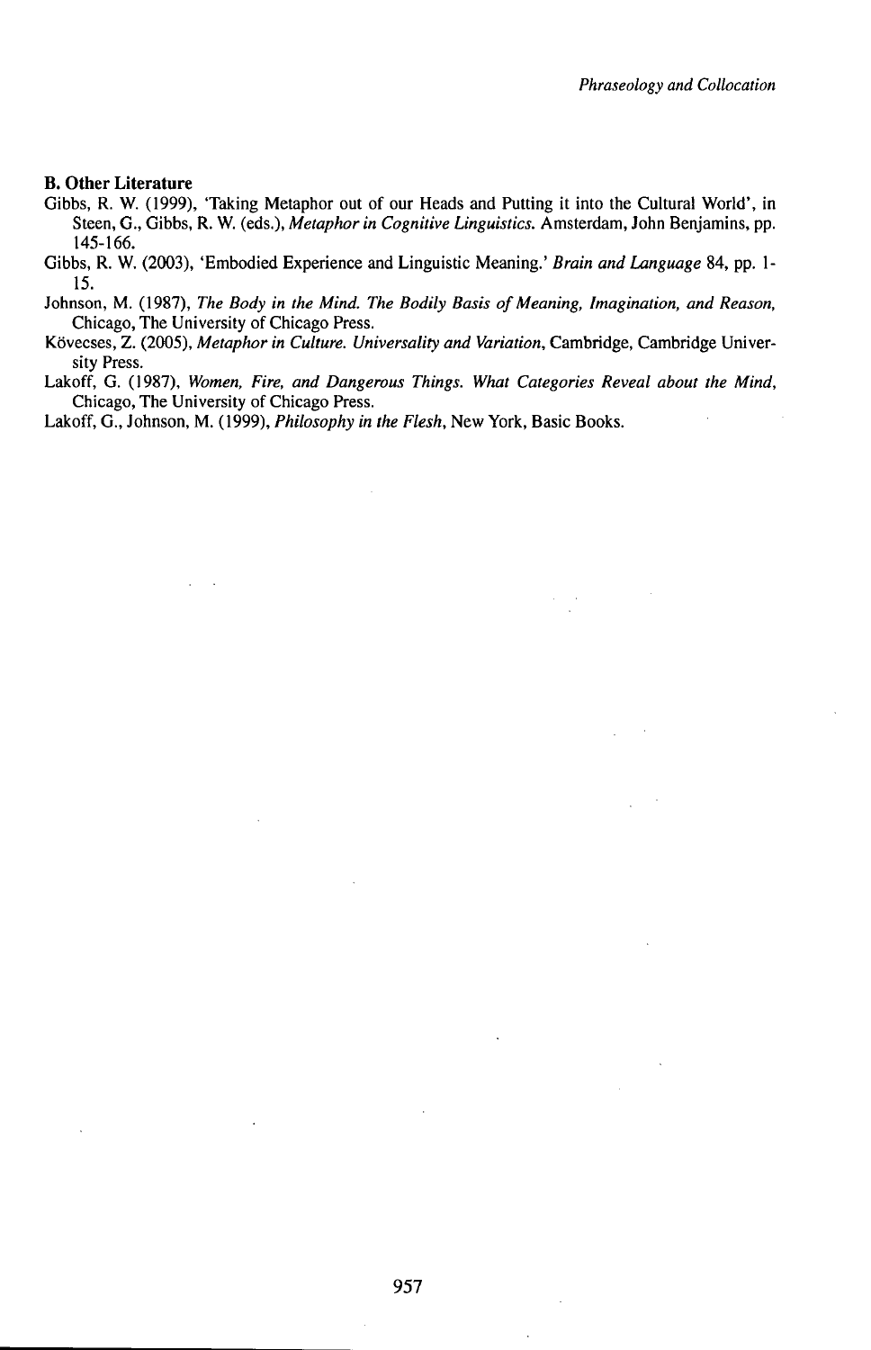### B. Other Literature

Gibbs, R. W. (1999), 'Taking Metaphor out of our Heads and Putting it into the Cultural World', in Steen, G., Gibbs, R. W. (eds.), *Metaphor in Cognitive Linguistics.* Amsterdam, John Benjamins, pp. 145-166.

Gibbs, R. W. (2003), 'Embodied Experience and Linguistic Meaning.' *Brain and Language* 84, pp. 1-15.

Johnson, M. (1987), *The Body in the Mind. The Bodily Basis of Meaning, Imagination, and Reason,* Chicago, The University of Chicago Press.

Kövecses, Z. (2005), *Metaphor in Culture. Universality and Variation*, Cambridge, Cambridge University Press.

Lakoff, G. (1987), *Women, Fire, and Dangerous Things. What Categories Reveal about the Mind,* Chicago, The University of Chicago Press.

Lakoff, G., Johnson, M. (1999), *Philosophy in the Flesh*, New York, Basic Books.